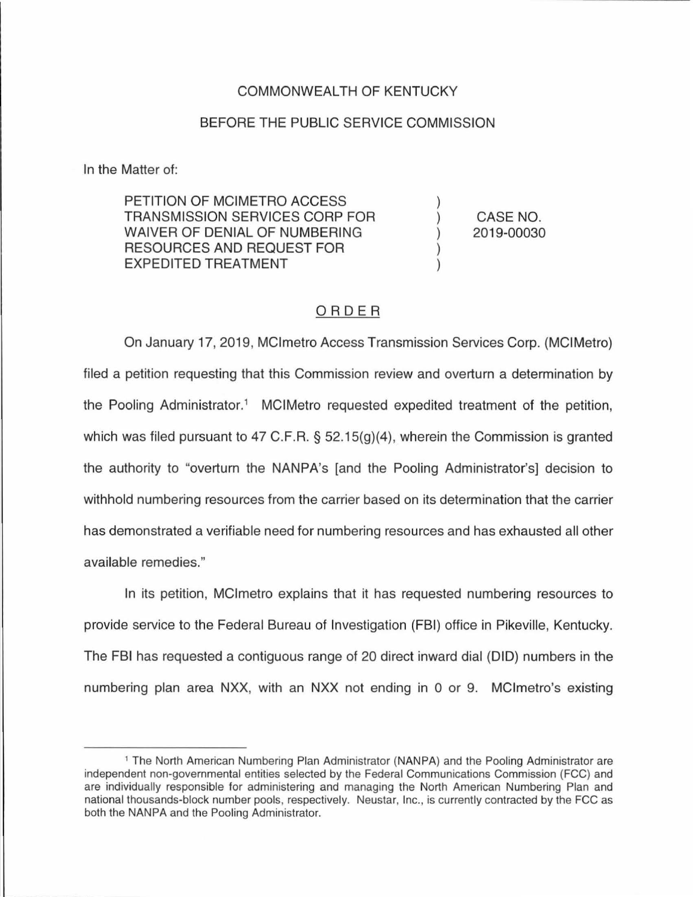COMMONWEALTH OF KENTUCKY

BEFORE THE PUBLIC SERVICE COMMISSION

In the Matter of:

| | | |
|---|---|---|
| PETITION OF MCIMETRO ACCESS TRANSMISSION SERVICES CORP FOR WAIVER OF DENIAL OF NUMBERING RESOURCES AND REQUEST FOR EXPEDITED TREATMENT | ) ) ) ) ) | CASE NO. 2019-00030 |

# ORDER

On January 17, 2019, MCImetro Access Transmission Services Corp. (MCIMetro) filed a petition requesting that this Commission review and overturn a determination by the Pooling Administrator.[1] MCIMetro requested expedited treatment of the petition, which was filed pursuant to 47 C.F.R. § 52.15(g)(4), wherein the Commission is granted the authority to "overturn the NANPA's [and the Pooling Administrator's] decision to withhold numbering resources from the carrier based on its determination that the carrier has demonstrated a verifiable need for numbering resources and has exhausted all other available remedies."

In its petition, MCImetro explains that it has requested numbering resources to provide service to the Federal Bureau of Investigation (FBI) office in Pikeville, Kentucky. The FBI has requested a contiguous range of 20 direct inward dial (DID) numbers in the numbering plan area NXX, with an NXX not ending in 0 or 9. MCImetro's existing

[1] The North American Numbering Plan Administrator (NANPA) and the Pooling Administrator are independent non-governmental entities selected by the Federal Communications Commission (FCC) and are individually responsible for administering and managing the North American Numbering Plan and national thousands-block number pools, respectively. Neustar, Inc., is currently contracted by the FCC as both the NANPA and the Pooling Administrator.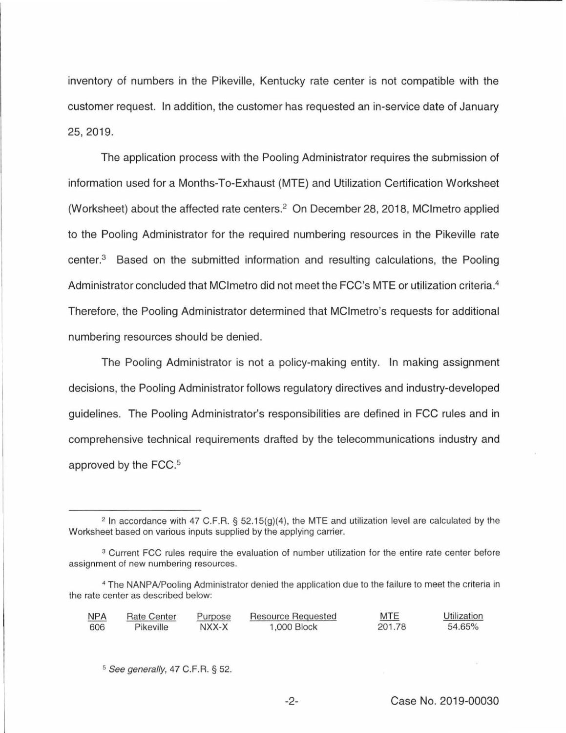inventory of numbers in the Pikeville, Kentucky rate center is not compatible with the customer request. In addition, the customer has requested an in-service date of January 25, 2019.

The application process with the Pooling Administrator requires the submission of information used for a Months-To-Exhaust (MTE) and Utilization Certification Worksheet (Worksheet) about the affected rate centers.[2] On December 28, 2018, MCImetro applied to the Pooling Administrator for the required numbering resources in the Pikeville rate center.[3] Based on the submitted information and resulting calculations, the Pooling Administrator concluded that MCImetro did not meet the FCC's MTE or utilization criteria.[4] Therefore, the Pooling Administrator determined that MCImetro's requests for additional numbering resources should be denied.

The Pooling Administrator is not a policy-making entity. In making assignment decisions, the Pooling Administrator follows regulatory directives and industry-developed guidelines. The Pooling Administrator's responsibilities are defined in FCC rules and in comprehensive technical requirements drafted by the telecommunications industry and approved by the FCC.[5]

---

[2] In accordance with 47 C.F.R. § 52.15(g)(4), the MTE and utilization level are calculated by the Worksheet based on various inputs supplied by the applying carrier.

[3] Current FCC rules require the evaluation of number utilization for the entire rate center before assignment of new numbering resources.

[4] The NANPA/Pooling Administrator denied the application due to the failure to meet the criteria in the rate center as described below:

| NPA | Rate Center | Purpose | Resource Requested | MTE | Utilization |
|---|---|---|---|---|---|
| 606 | Pikeville | NXX-X | 1,000 Block | 201.78 | 54.65% |

[5] *See generally*, 47 C.F.R. § 52.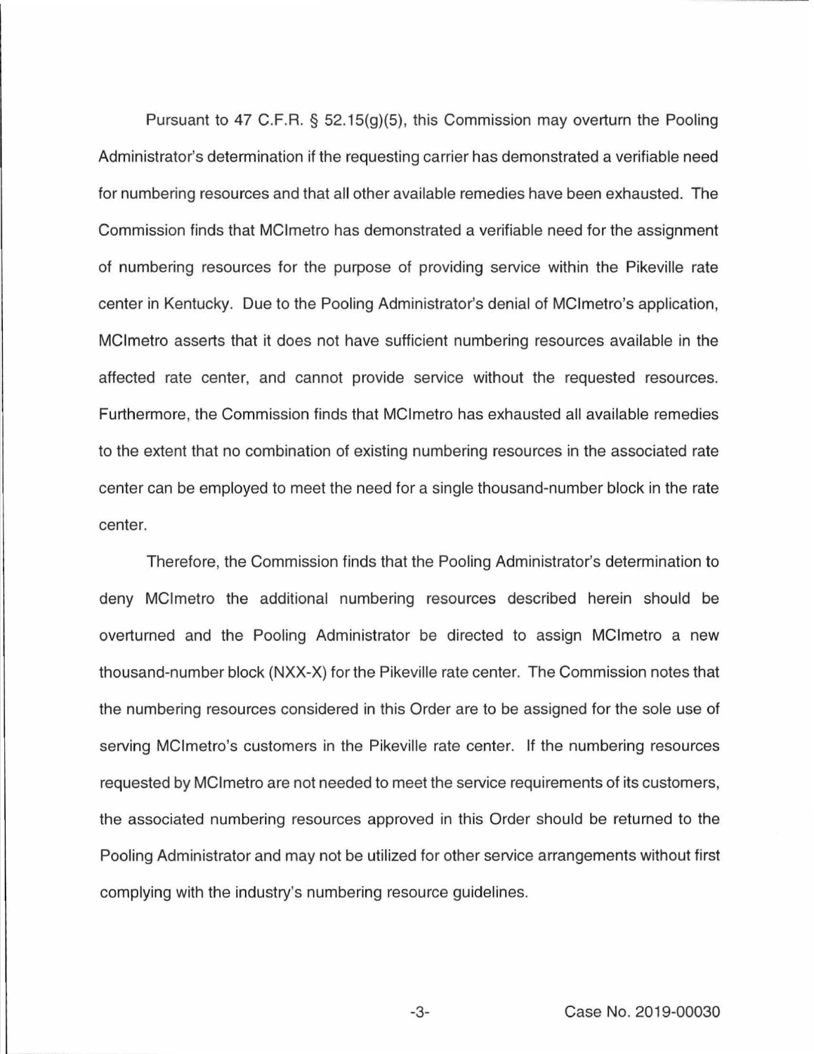Pursuant to 47 C.F.R. § 52.15(g)(5), this Commission may overturn the Pooling Administrator's determination if the requesting carrier has demonstrated a verifiable need for numbering resources and that all other available remedies have been exhausted. The Commission finds that MCImetro has demonstrated a verifiable need for the assignment of numbering resources for the purpose of providing service within the Pikeville rate center in Kentucky. Due to the Pooling Administrator's denial of MCImetro's application, MCImetro asserts that it does not have sufficient numbering resources available in the affected rate center, and cannot provide service without the requested resources. Furthermore, the Commission finds that MCImetro has exhausted all available remedies to the extent that no combination of existing numbering resources in the associated rate center can be employed to meet the need for a single thousand-number block in the rate center.

Therefore, the Commission finds that the Pooling Administrator's determination to deny MCImetro the additional numbering resources described herein should be overturned and the Pooling Administrator be directed to assign MCImetro a new thousand-number block (NXX-X) for the Pikeville rate center. The Commission notes that the numbering resources considered in this Order are to be assigned for the sole use of serving MCImetro's customers in the Pikeville rate center. If the numbering resources requested by MCImetro are not needed to meet the service requirements of its customers, the associated numbering resources approved in this Order should be returned to the Pooling Administrator and may not be utilized for other service arrangements without first complying with the industry's numbering resource guidelines.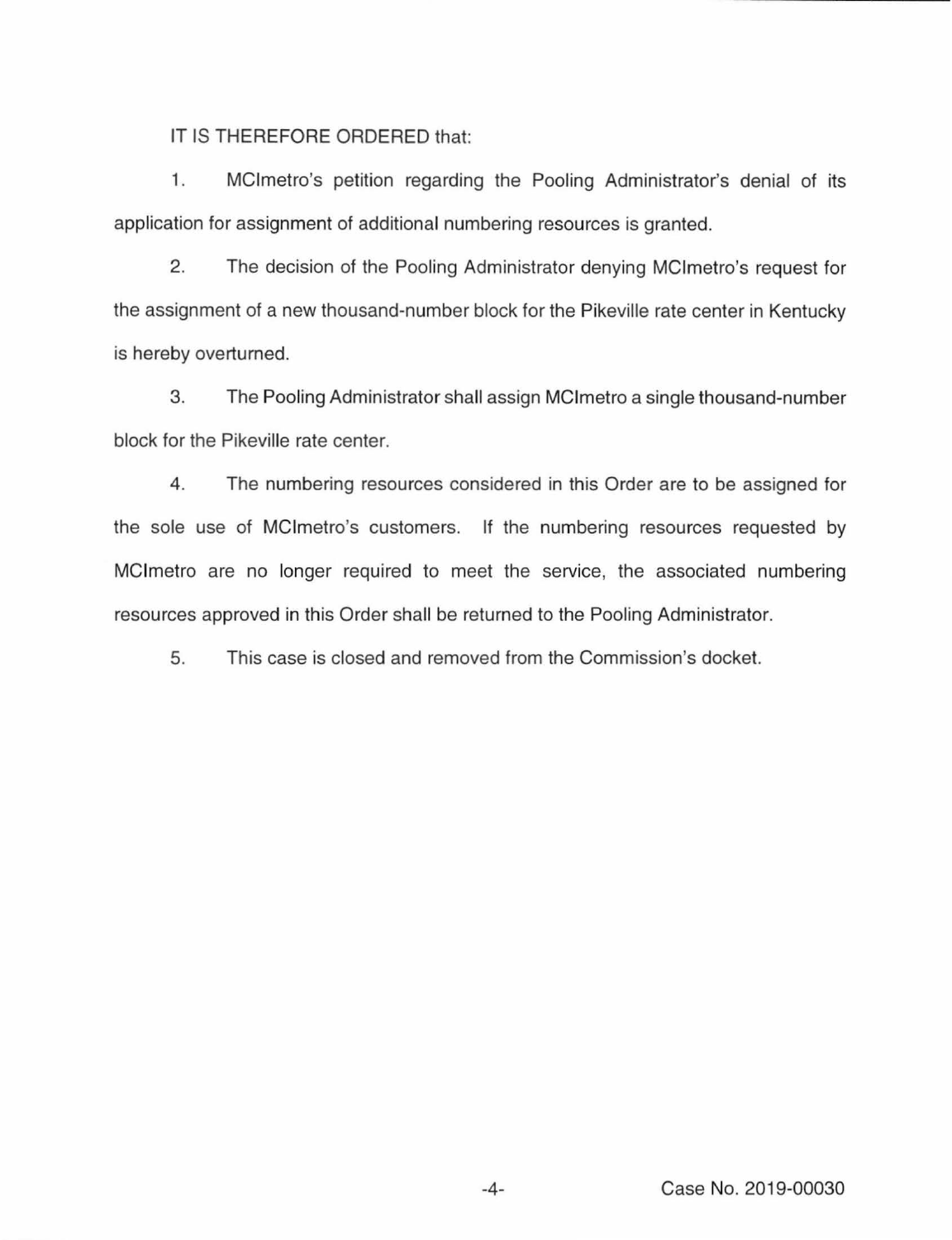IT IS THEREFORE ORDERED that:

1. MCImetro's petition regarding the Pooling Administrator's denial of its application for assignment of additional numbering resources is granted.

2. The decision of the Pooling Administrator denying MCImetro's request for the assignment of a new thousand-number block for the Pikeville rate center in Kentucky is hereby overturned.

3. The Pooling Administrator shall assign MCImetro a single thousand-number block for the Pikeville rate center.

4. The numbering resources considered in this Order are to be assigned for the sole use of MCImetro's customers. If the numbering resources requested by MCImetro are no longer required to meet the service, the associated numbering resources approved in this Order shall be returned to the Pooling Administrator.

5. This case is closed and removed from the Commission's docket.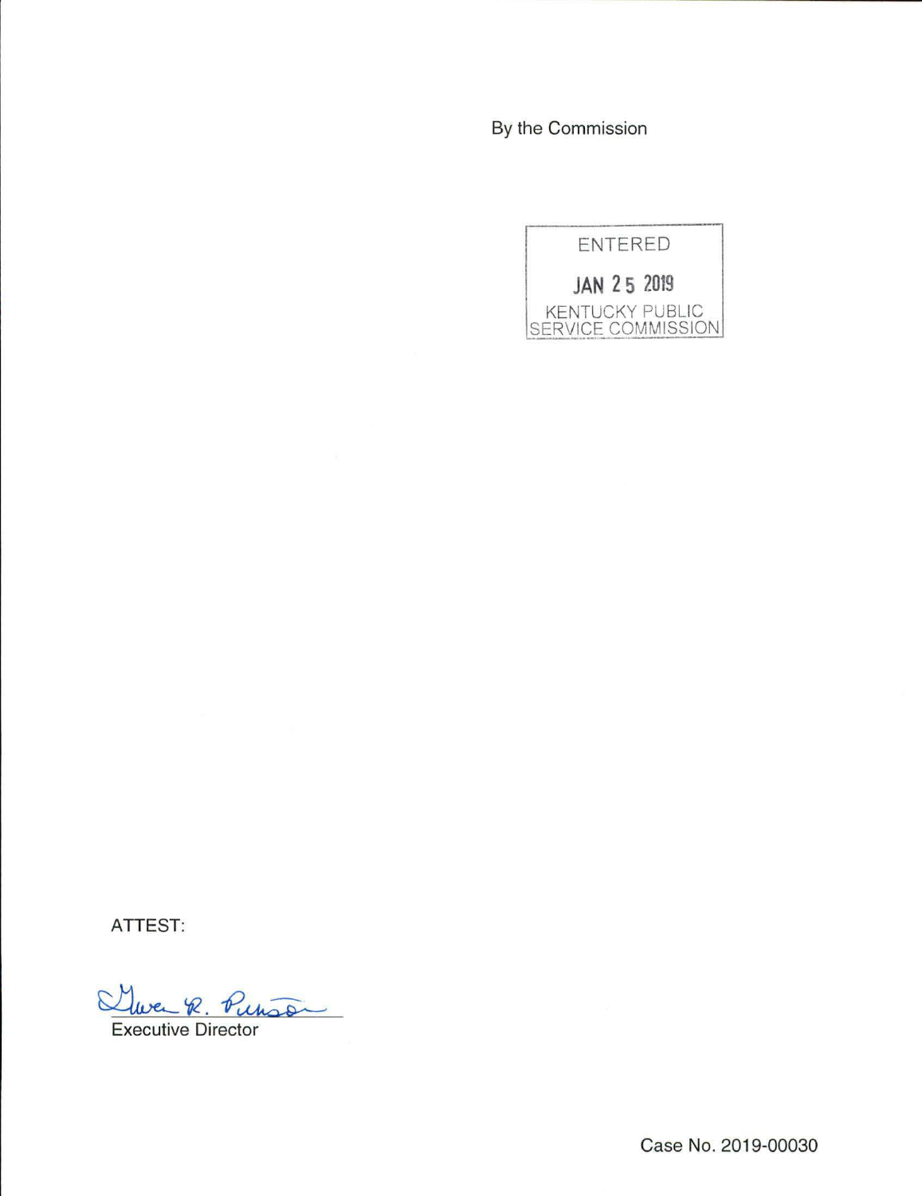By the Commission

ENTERED

JAN 25 2019

KENTUCKY PUBLIC SERVICE COMMISSION

ATTEST:

Gwen R. Pinson

Executive Director

Case No. 2019-00030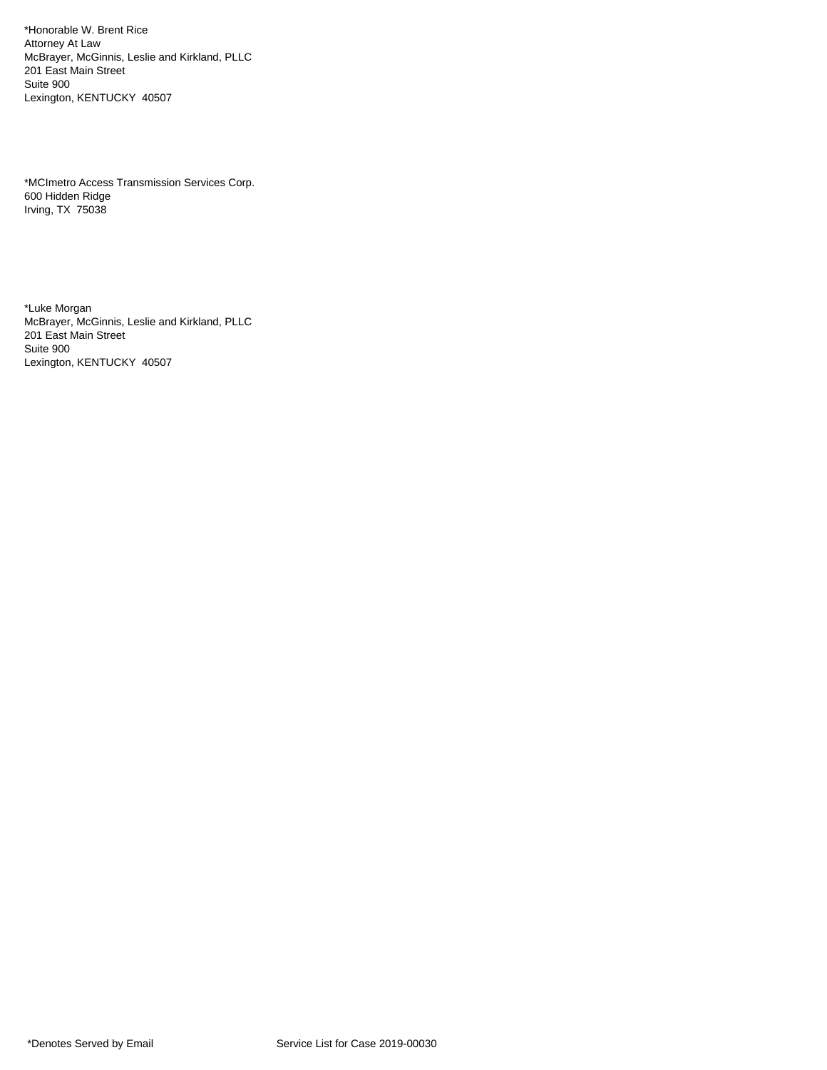*Honorable W. Brent Rice
Attorney At Law
McBrayer, McGinnis, Leslie and Kirkland, PLLC
201 East Main Street
Suite 900
Lexington, KENTUCKY 40507

*MCImetro Access Transmission Services Corp.
600 Hidden Ridge
Irving, TX 75038

*Luke Morgan
McBrayer, McGinnis, Leslie and Kirkland, PLLC
201 East Main Street
Suite 900
Lexington, KENTUCKY 40507

*Denotes Served by Email

Service List for Case 2019-00030